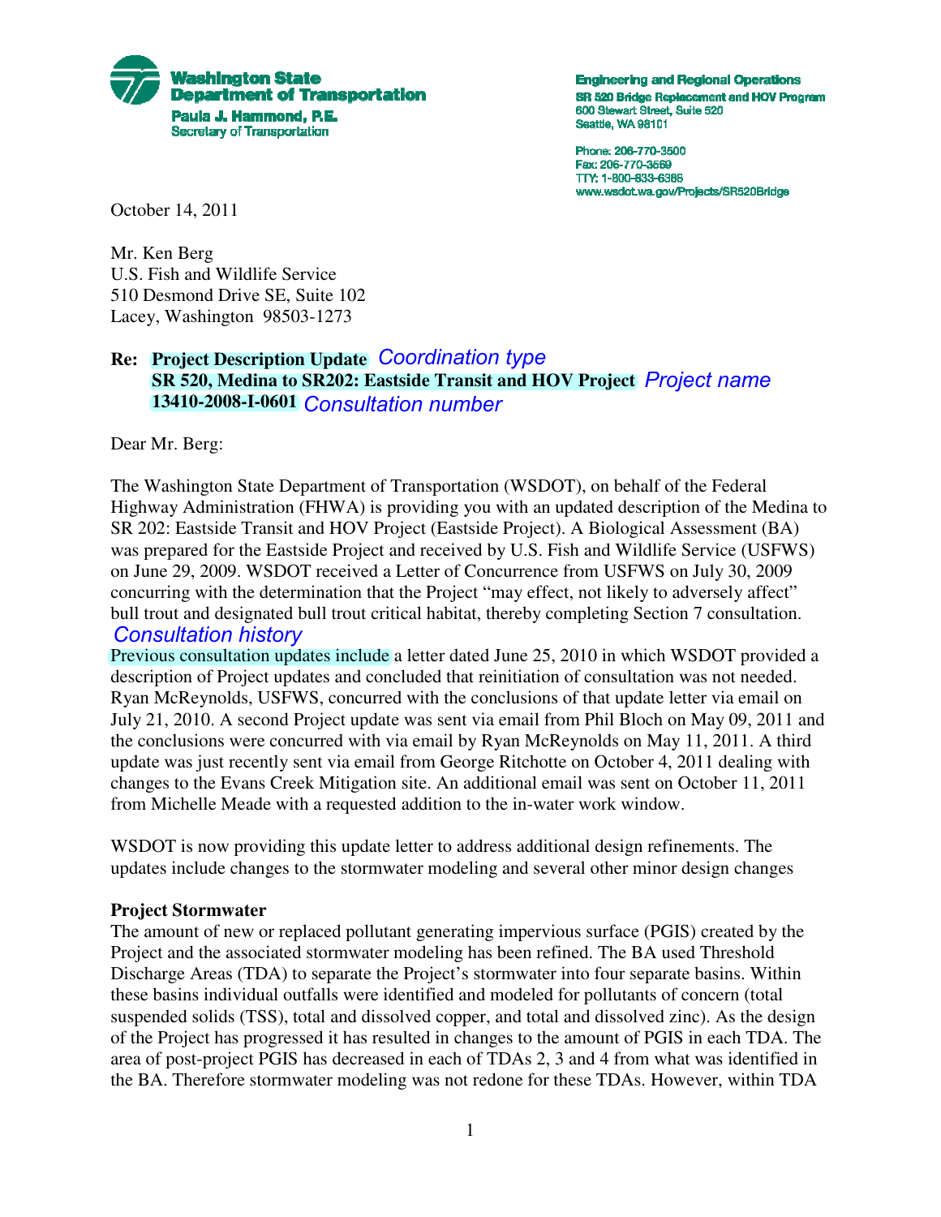**Washington State Department of Transportation**
Paula J. Hammond, P.E.
Secretary of Transportation

**Engineering and Regional Operations**
SR 520 Bridge Replacement and HOV Program
600 Stewart Street, Suite 520
Seattle, WA 98101

Phone: 206-770-3500
Fax: 206-770-3569
TTY: 1-800-833-6388
www.wsdot.wa.gov/Projects/SR520Bridge

October 14, 2011

Mr. Ken Berg
U.S. Fish and Wildlife Service
510 Desmond Drive SE, Suite 102
Lacey, Washington 98503-1273

**Re: Project Description Update** *Coordination type*
**SR 520, Medina to SR202: Eastside Transit and HOV Project** *Project name*
**13410-2008-I-0601** *Consultation number*

Dear Mr. Berg:

The Washington State Department of Transportation (WSDOT), on behalf of the Federal Highway Administration (FHWA) is providing you with an updated description of the Medina to SR 202: Eastside Transit and HOV Project (Eastside Project). A Biological Assessment (BA) was prepared for the Eastside Project and received by U.S. Fish and Wildlife Service (USFWS) on June 29, 2009. WSDOT received a Letter of Concurrence from USFWS on July 30, 2009 concurring with the determination that the Project "may effect, not likely to adversely affect" bull trout and designated bull trout critical habitat, thereby completing Section 7 consultation.

*Consultation history*

Previous consultation updates include a letter dated June 25, 2010 in which WSDOT provided a description of Project updates and concluded that reinitiation of consultation was not needed. Ryan McReynolds, USFWS, concurred with the conclusions of that update letter via email on July 21, 2010. A second Project update was sent via email from Phil Bloch on May 09, 2011 and the conclusions were concurred with via email by Ryan McReynolds on May 11, 2011. A third update was just recently sent via email from George Ritchotte on October 4, 2011 dealing with changes to the Evans Creek Mitigation site. An additional email was sent on October 11, 2011 from Michelle Meade with a requested addition to the in-water work window.

WSDOT is now providing this update letter to address additional design refinements. The updates include changes to the stormwater modeling and several other minor design changes

**Project Stormwater**

The amount of new or replaced pollutant generating impervious surface (PGIS) created by the Project and the associated stormwater modeling has been refined. The BA used Threshold Discharge Areas (TDA) to separate the Project's stormwater into four separate basins. Within these basins individual outfalls were identified and modeled for pollutants of concern (total suspended solids (TSS), total and dissolved copper, and total and dissolved zinc). As the design of the Project has progressed it has resulted in changes to the amount of PGIS in each TDA. The area of post-project PGIS has decreased in each of TDAs 2, 3 and 4 from what was identified in the BA. Therefore stormwater modeling was not redone for these TDAs. However, within TDA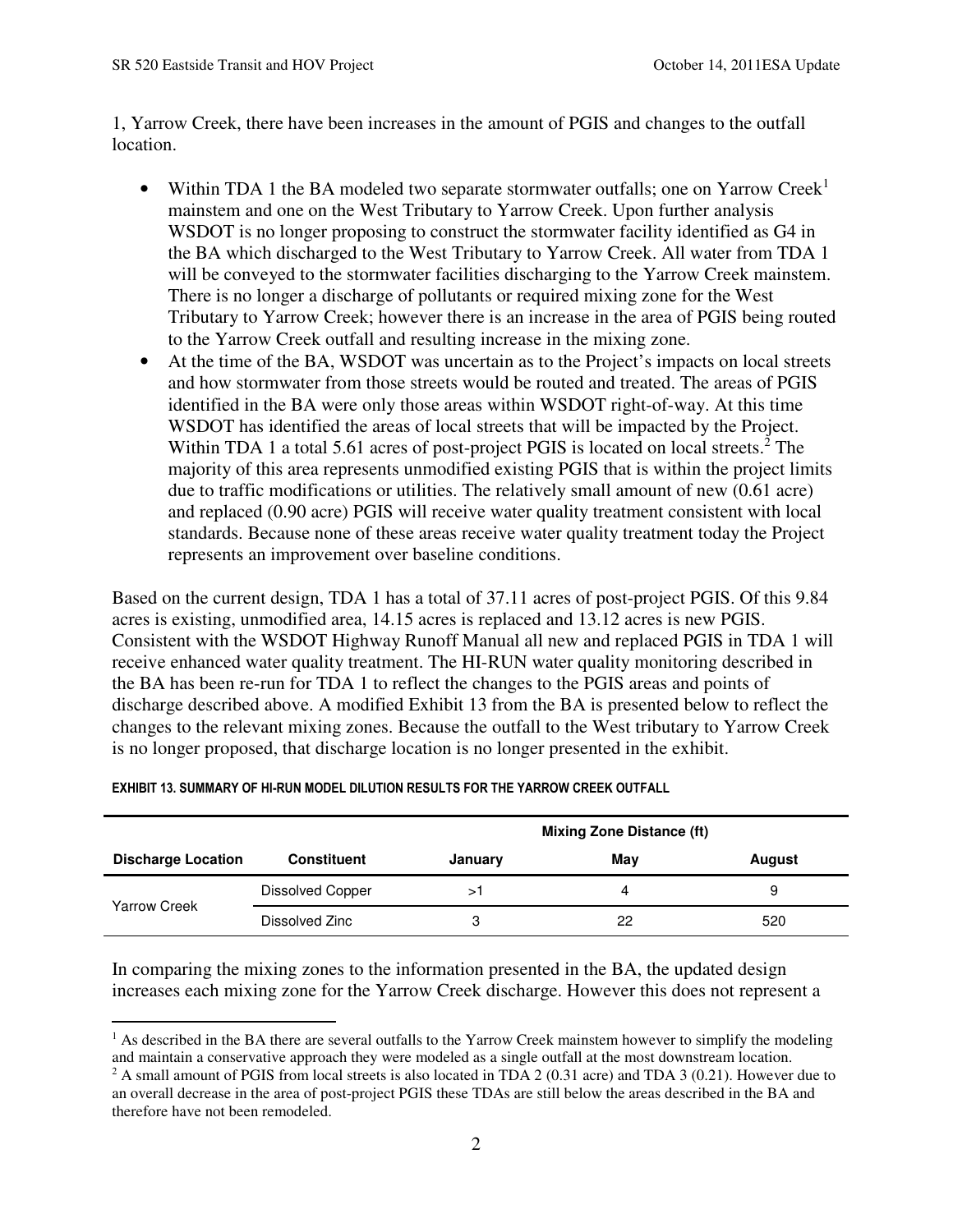1, Yarrow Creek, there have been increases in the amount of PGIS and changes to the outfall location.

- Within TDA 1 the BA modeled two separate stormwater outfalls; one on Yarrow Creek[1] mainstem and one on the West Tributary to Yarrow Creek. Upon further analysis WSDOT is no longer proposing to construct the stormwater facility identified as G4 in the BA which discharged to the West Tributary to Yarrow Creek. All water from TDA 1 will be conveyed to the stormwater facilities discharging to the Yarrow Creek mainstem. There is no longer a discharge of pollutants or required mixing zone for the West Tributary to Yarrow Creek; however there is an increase in the area of PGIS being routed to the Yarrow Creek outfall and resulting increase in the mixing zone.
- At the time of the BA, WSDOT was uncertain as to the Project's impacts on local streets and how stormwater from those streets would be routed and treated. The areas of PGIS identified in the BA were only those areas within WSDOT right-of-way. At this time WSDOT has identified the areas of local streets that will be impacted by the Project. Within TDA 1 a total 5.61 acres of post-project PGIS is located on local streets.[2] The majority of this area represents unmodified existing PGIS that is within the project limits due to traffic modifications or utilities. The relatively small amount of new (0.61 acre) and replaced (0.90 acre) PGIS will receive water quality treatment consistent with local standards. Because none of these areas receive water quality treatment today the Project represents an improvement over baseline conditions.

Based on the current design, TDA 1 has a total of 37.11 acres of post-project PGIS. Of this 9.84 acres is existing, unmodified area, 14.15 acres is replaced and 13.12 acres is new PGIS. Consistent with the WSDOT Highway Runoff Manual all new and replaced PGIS in TDA 1 will receive enhanced water quality treatment. The HI-RUN water quality monitoring described in the BA has been re-run for TDA 1 to reflect the changes to the PGIS areas and points of discharge described above. A modified Exhibit 13 from the BA is presented below to reflect the changes to the relevant mixing zones. Because the outfall to the West tributary to Yarrow Creek is no longer proposed, that discharge location is no longer presented in the exhibit.

**EXHIBIT 13. SUMMARY OF HI-RUN MODEL DILUTION RESULTS FOR THE YARROW CREEK OUTFALL**

| Discharge Location | Constituent | Mixing Zone Distance (ft) | | |
|---|---|---|---|---|
| | | January | May | August |
| Yarrow Creek | Dissolved Copper | >1 | 4 | 9 |
| | Dissolved Zinc | 3 | 22 | 520 |

In comparing the mixing zones to the information presented in the BA, the updated design increases each mixing zone for the Yarrow Creek discharge. However this does not represent a

[1] As described in the BA there are several outfalls to the Yarrow Creek mainstem however to simplify the modeling and maintain a conservative approach they were modeled as a single outfall at the most downstream location.

[2] A small amount of PGIS from local streets is also located in TDA 2 (0.31 acre) and TDA 3 (0.21). However due to an overall decrease in the area of post-project PGIS these TDAs are still below the areas described in the BA and therefore have not been remodeled.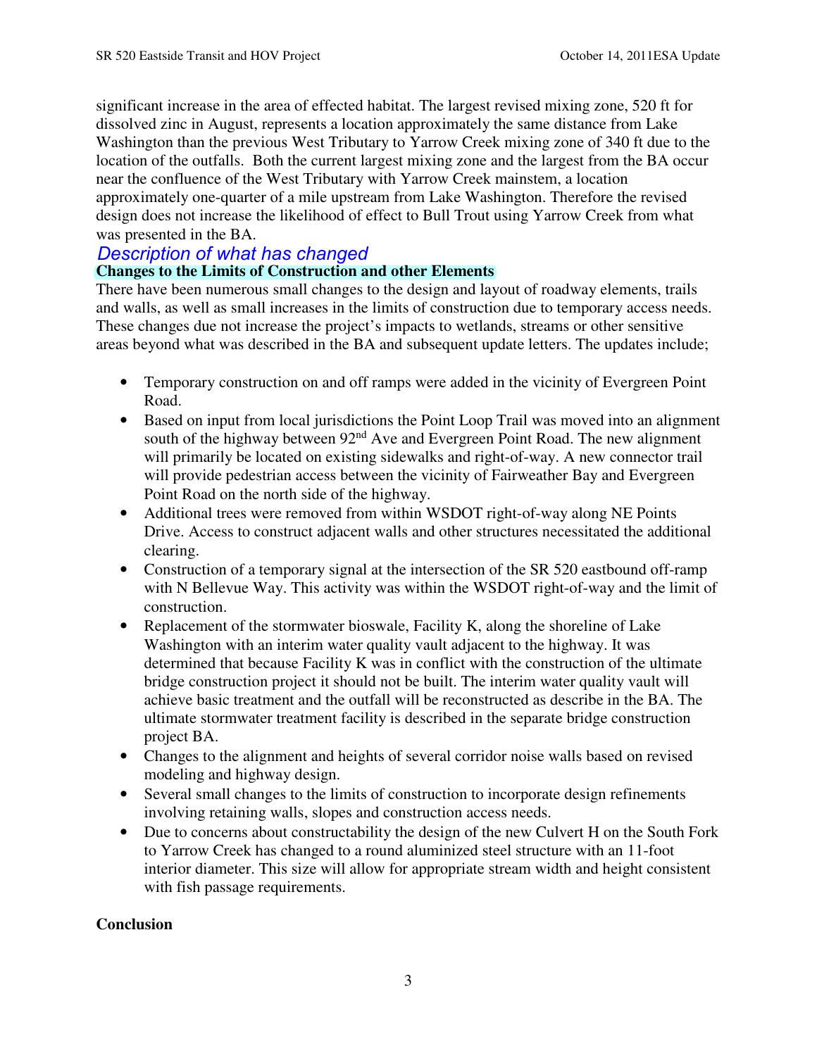significant increase in the area of effected habitat. The largest revised mixing zone, 520 ft for dissolved zinc in August, represents a location approximately the same distance from Lake Washington than the previous West Tributary to Yarrow Creek mixing zone of 340 ft due to the location of the outfalls. Both the current largest mixing zone and the largest from the BA occur near the confluence of the West Tributary with Yarrow Creek mainstem, a location approximately one-quarter of a mile upstream from Lake Washington. Therefore the revised design does not increase the likelihood of effect to Bull Trout using Yarrow Creek from what was presented in the BA.

## *Description of what has changed*

### Changes to the Limits of Construction and other Elements

There have been numerous small changes to the design and layout of roadway elements, trails and walls, as well as small increases in the limits of construction due to temporary access needs. These changes due not increase the project's impacts to wetlands, streams or other sensitive areas beyond what was described in the BA and subsequent update letters. The updates include;

- Temporary construction on and off ramps were added in the vicinity of Evergreen Point Road.
- Based on input from local jurisdictions the Point Loop Trail was moved into an alignment south of the highway between 92nd Ave and Evergreen Point Road. The new alignment will primarily be located on existing sidewalks and right-of-way. A new connector trail will provide pedestrian access between the vicinity of Fairweather Bay and Evergreen Point Road on the north side of the highway.
- Additional trees were removed from within WSDOT right-of-way along NE Points Drive. Access to construct adjacent walls and other structures necessitated the additional clearing.
- Construction of a temporary signal at the intersection of the SR 520 eastbound off-ramp with N Bellevue Way. This activity was within the WSDOT right-of-way and the limit of construction.
- Replacement of the stormwater bioswale, Facility K, along the shoreline of Lake Washington with an interim water quality vault adjacent to the highway. It was determined that because Facility K was in conflict with the construction of the ultimate bridge construction project it should not be built. The interim water quality vault will achieve basic treatment and the outfall will be reconstructed as describe in the BA. The ultimate stormwater treatment facility is described in the separate bridge construction project BA.
- Changes to the alignment and heights of several corridor noise walls based on revised modeling and highway design.
- Several small changes to the limits of construction to incorporate design refinements involving retaining walls, slopes and construction access needs.
- Due to concerns about constructability the design of the new Culvert H on the South Fork to Yarrow Creek has changed to a round aluminized steel structure with an 11-foot interior diameter. This size will allow for appropriate stream width and height consistent with fish passage requirements.

### Conclusion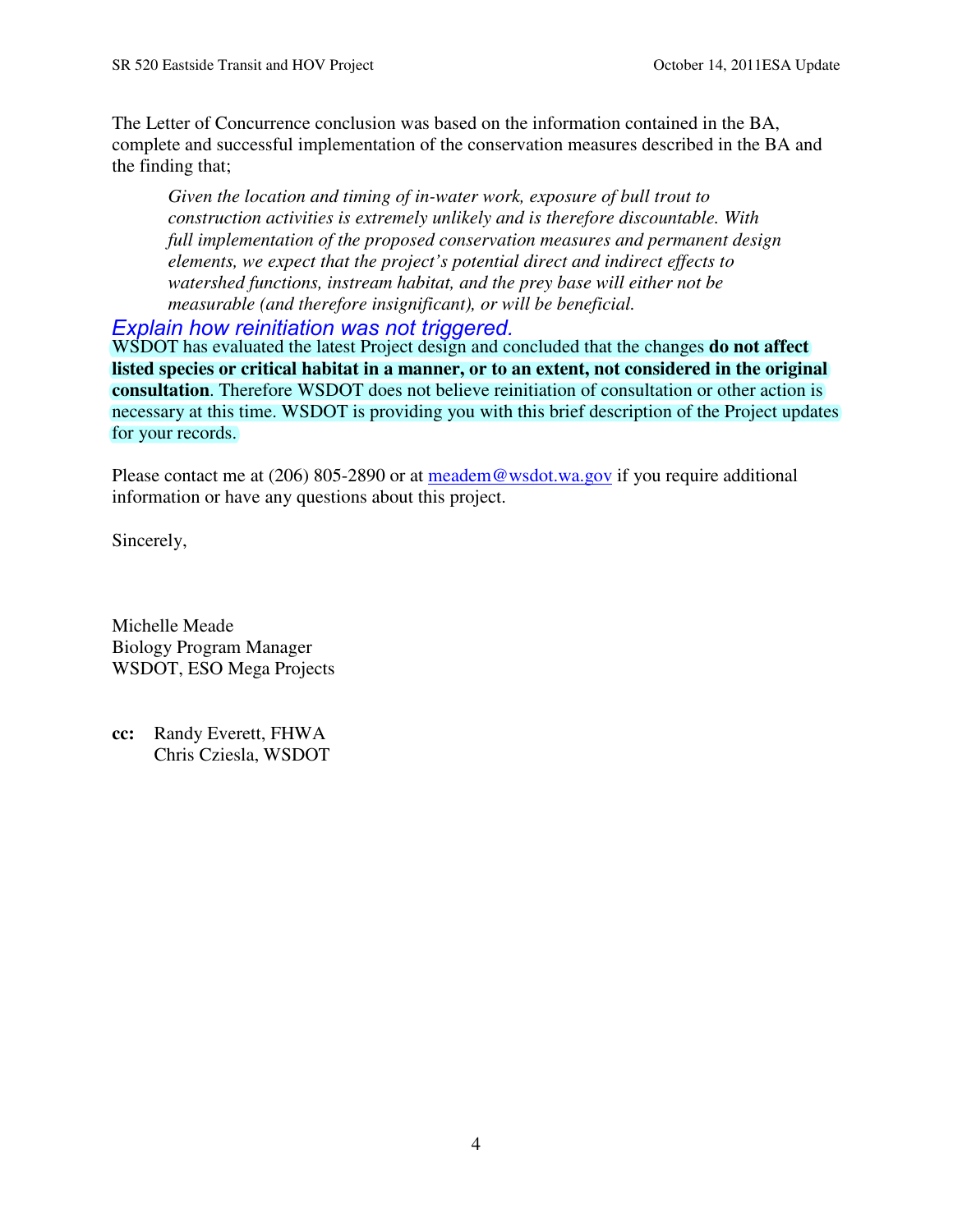The Letter of Concurrence conclusion was based on the information contained in the BA, complete and successful implementation of the conservation measures described in the BA and the finding that;

> *Given the location and timing of in-water work, exposure of bull trout to construction activities is extremely unlikely and is therefore discountable. With full implementation of the proposed conservation measures and permanent design elements, we expect that the project's potential direct and indirect effects to watershed functions, instream habitat, and the prey base will either not be measurable (and therefore insignificant), or will be beneficial.*

*Explain how reinitiation was not triggered.*

WSDOT has evaluated the latest Project design and concluded that the changes **do not affect listed species or critical habitat in a manner, or to an extent, not considered in the original consultation**. Therefore WSDOT does not believe reinitiation of consultation or other action is necessary at this time. WSDOT is providing you with this brief description of the Project updates for your records.

Please contact me at (206) 805-2890 or at meadem@wsdot.wa.gov if you require additional information or have any questions about this project.

Sincerely,

Michelle Meade
Biology Program Manager
WSDOT, ESO Mega Projects

**cc:** Randy Everett, FHWA
Chris Cziesla, WSDOT